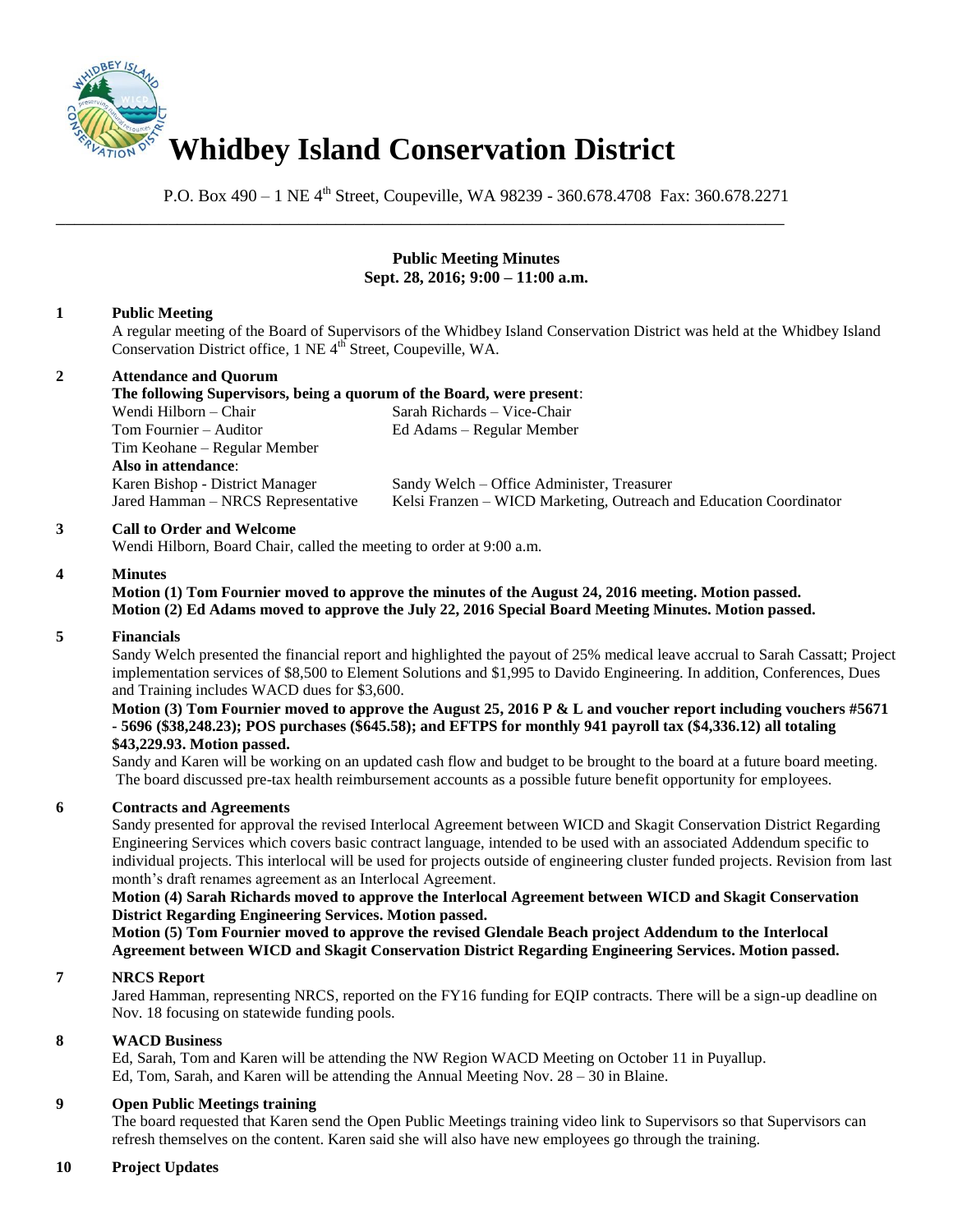# Whidbey Island Conservation District

P.O. Box 490 – 1 NE 4th Street, Coupeville, WA 98239 - 360.678.4708 Fax: 360.678.2271

**Public Meeting Minutes**
**Sept. 28, 2016; 9:00 – 11:00 a.m.**

**1 Public Meeting**

A regular meeting of the Board of Supervisors of the Whidbey Island Conservation District was held at the Whidbey Island Conservation District office, 1 NE 4th Street, Coupeville, WA.

**2 Attendance and Quorum**

**The following Supervisors, being a quorum of the Board, were present**:

Wendi Hilborn – Chair
Sarah Richards – Vice-Chair
Tom Fournier – Auditor
Ed Adams – Regular Member
Tim Keohane – Regular Member

**Also in attendance**:

Karen Bishop - District Manager
Sandy Welch – Office Administer, Treasurer
Jared Hamman – NRCS Representative
Kelsi Franzen – WICD Marketing, Outreach and Education Coordinator

**3 Call to Order and Welcome**

Wendi Hilborn, Board Chair, called the meeting to order at 9:00 a.m.

**4 Minutes**

**Motion (1) Tom Fournier moved to approve the minutes of the August 24, 2016 meeting. Motion passed.**
**Motion (2) Ed Adams moved to approve the July 22, 2016 Special Board Meeting Minutes. Motion passed.**

**5 Financials**

Sandy Welch presented the financial report and highlighted the payout of 25% medical leave accrual to Sarah Cassatt; Project implementation services of $8,500 to Element Solutions and $1,995 to Davido Engineering. In addition, Conferences, Dues and Training includes WACD dues for $3,600.

**Motion (3) Tom Fournier moved to approve the August 25, 2016 P & L and voucher report including vouchers #5671 - 5696 ($38,248.23); POS purchases ($645.58); and EFTPS for monthly 941 payroll tax ($4,336.12) all totaling $43,229.93. Motion passed.**

Sandy and Karen will be working on an updated cash flow and budget to be brought to the board at a future board meeting. The board discussed pre-tax health reimbursement accounts as a possible future benefit opportunity for employees.

**6 Contracts and Agreements**

Sandy presented for approval the revised Interlocal Agreement between WICD and Skagit Conservation District Regarding Engineering Services which covers basic contract language, intended to be used with an associated Addendum specific to individual projects. This interlocal will be used for projects outside of engineering cluster funded projects. Revision from last month's draft renames agreement as an Interlocal Agreement.

**Motion (4) Sarah Richards moved to approve the Interlocal Agreement between WICD and Skagit Conservation District Regarding Engineering Services. Motion passed.**

**Motion (5) Tom Fournier moved to approve the revised Glendale Beach project Addendum to the Interlocal Agreement between WICD and Skagit Conservation District Regarding Engineering Services. Motion passed.**

**7 NRCS Report**

Jared Hamman, representing NRCS, reported on the FY16 funding for EQIP contracts. There will be a sign-up deadline on Nov. 18 focusing on statewide funding pools.

**8 WACD Business**

Ed, Sarah, Tom and Karen will be attending the NW Region WACD Meeting on October 11 in Puyallup.
Ed, Tom, Sarah, and Karen will be attending the Annual Meeting Nov. 28 – 30 in Blaine.

**9 Open Public Meetings training**

The board requested that Karen send the Open Public Meetings training video link to Supervisors so that Supervisors can refresh themselves on the content. Karen said she will also have new employees go through the training.

**10 Project Updates**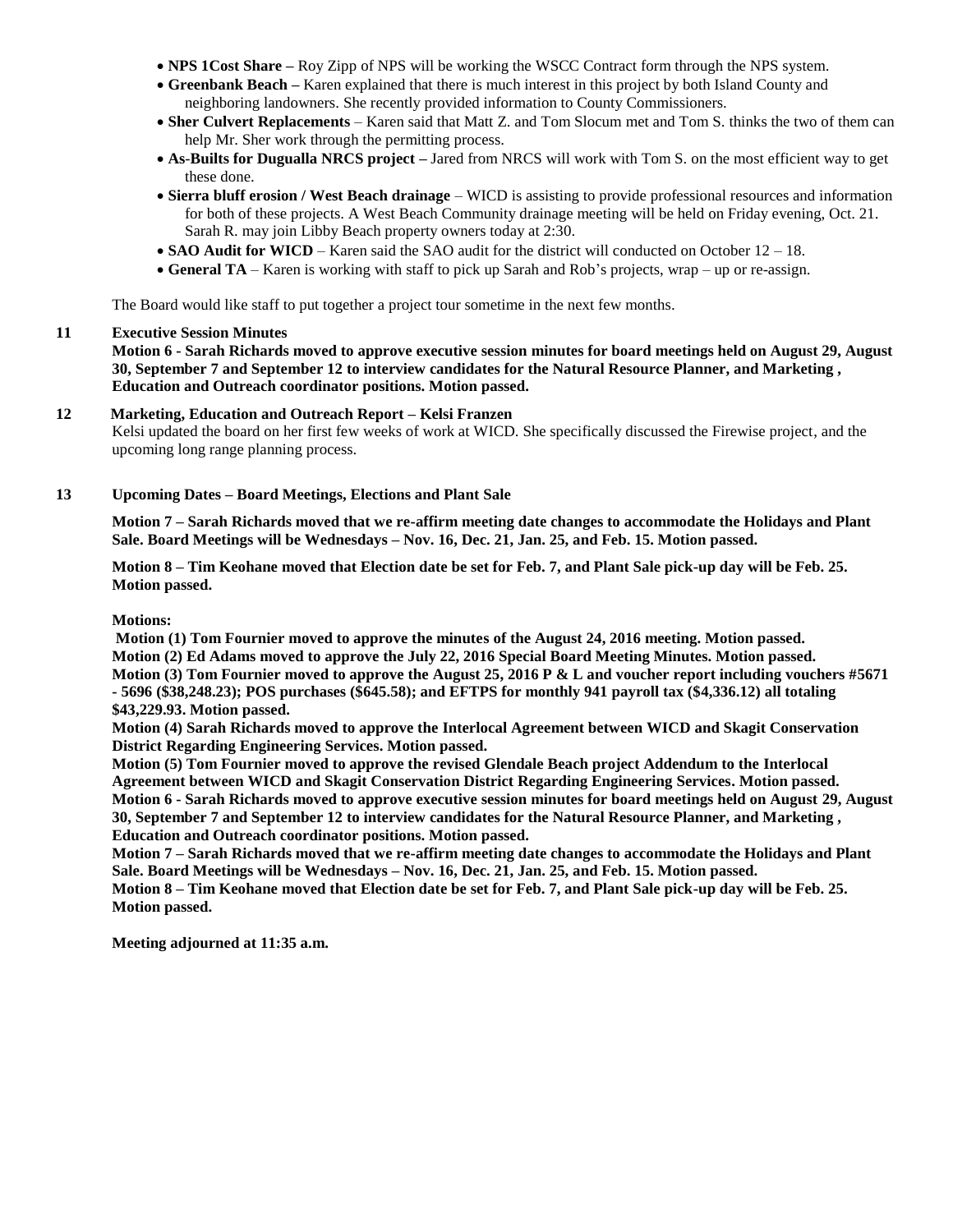- **NPS 1Cost Share –** Roy Zipp of NPS will be working the WSCC Contract form through the NPS system.
- **Greenbank Beach –** Karen explained that there is much interest in this project by both Island County and neighboring landowners. She recently provided information to County Commissioners.
- **Sher Culvert Replacements** – Karen said that Matt Z. and Tom Slocum met and Tom S. thinks the two of them can help Mr. Sher work through the permitting process.
- **As-Builts for Dugualla NRCS project –** Jared from NRCS will work with Tom S. on the most efficient way to get these done.
- **Sierra bluff erosion / West Beach drainage** – WICD is assisting to provide professional resources and information for both of these projects. A West Beach Community drainage meeting will be held on Friday evening, Oct. 21. Sarah R. may join Libby Beach property owners today at 2:30.
- **SAO Audit for WICD** – Karen said the SAO audit for the district will conducted on October 12 – 18.
- **General TA** – Karen is working with staff to pick up Sarah and Rob's projects, wrap – up or re-assign.

The Board would like staff to put together a project tour sometime in the next few months.

**11 Executive Session Minutes**

**Motion 6 - Sarah Richards moved to approve executive session minutes for board meetings held on August 29, August 30, September 7 and September 12 to interview candidates for the Natural Resource Planner, and Marketing , Education and Outreach coordinator positions. Motion passed.**

**12 Marketing, Education and Outreach Report – Kelsi Franzen**

Kelsi updated the board on her first few weeks of work at WICD. She specifically discussed the Firewise project, and the upcoming long range planning process.

**13 Upcoming Dates – Board Meetings, Elections and Plant Sale**

**Motion 7 – Sarah Richards moved that we re-affirm meeting date changes to accommodate the Holidays and Plant Sale. Board Meetings will be Wednesdays – Nov. 16, Dec. 21, Jan. 25, and Feb. 15. Motion passed.**

**Motion 8 – Tim Keohane moved that Election date be set for Feb. 7, and Plant Sale pick-up day will be Feb. 25. Motion passed.**

**Motions:**

**Motion (1) Tom Fournier moved to approve the minutes of the August 24, 2016 meeting. Motion passed.**
**Motion (2) Ed Adams moved to approve the July 22, 2016 Special Board Meeting Minutes. Motion passed.**
**Motion (3) Tom Fournier moved to approve the August 25, 2016 P & L and voucher report including vouchers #5671 - 5696 ($38,248.23); POS purchases ($645.58); and EFTPS for monthly 941 payroll tax ($4,336.12) all totaling $43,229.93. Motion passed.**
**Motion (4) Sarah Richards moved to approve the Interlocal Agreement between WICD and Skagit Conservation District Regarding Engineering Services. Motion passed.**
**Motion (5) Tom Fournier moved to approve the revised Glendale Beach project Addendum to the Interlocal Agreement between WICD and Skagit Conservation District Regarding Engineering Services. Motion passed.**
**Motion 6 - Sarah Richards moved to approve executive session minutes for board meetings held on August 29, August 30, September 7 and September 12 to interview candidates for the Natural Resource Planner, and Marketing , Education and Outreach coordinator positions. Motion passed.**
**Motion 7 – Sarah Richards moved that we re-affirm meeting date changes to accommodate the Holidays and Plant Sale. Board Meetings will be Wednesdays – Nov. 16, Dec. 21, Jan. 25, and Feb. 15. Motion passed.**
**Motion 8 – Tim Keohane moved that Election date be set for Feb. 7, and Plant Sale pick-up day will be Feb. 25. Motion passed.**

**Meeting adjourned at 11:35 a.m.**